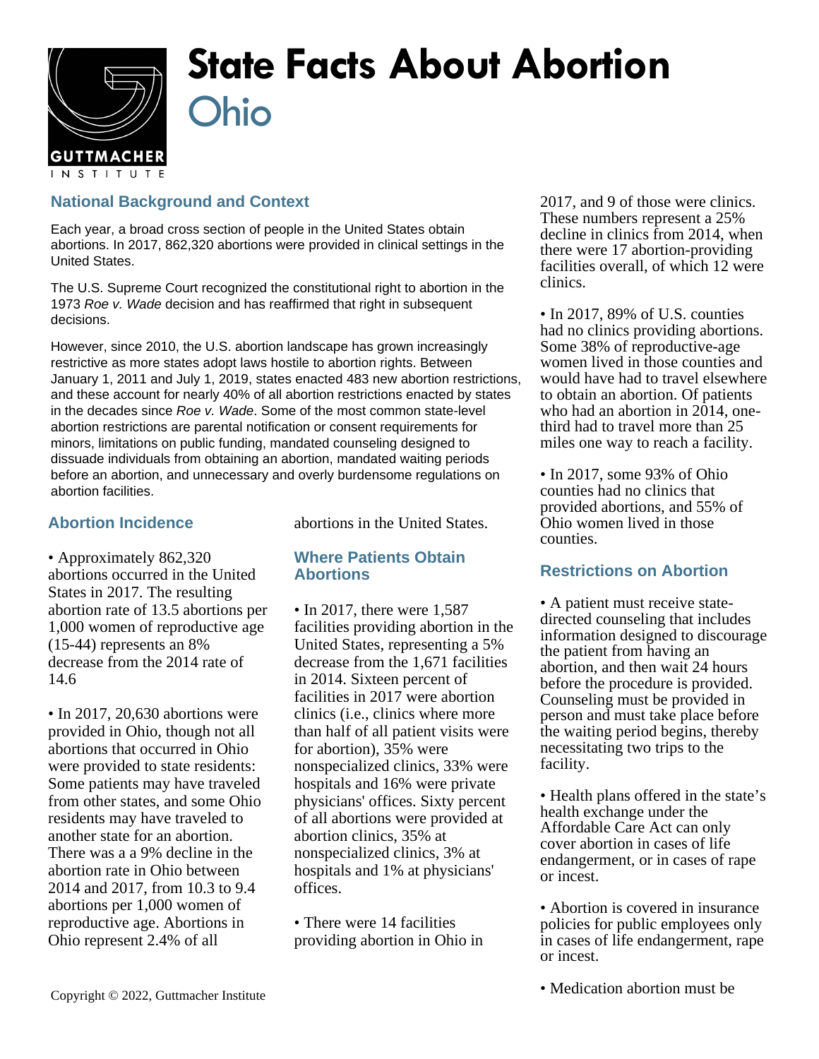# State Facts About Abortion

## Ohio

### National Background and Context

Each year, a broad cross section of people in the United States obtain abortions. In 2017, 862,320 abortions were provided in clinical settings in the United States.

The U.S. Supreme Court recognized the constitutional right to abortion in the 1973 *Roe v. Wade* decision and has reaffirmed that right in subsequent decisions.

However, since 2010, the U.S. abortion landscape has grown increasingly restrictive as more states adopt laws hostile to abortion rights. Between January 1, 2011 and July 1, 2019, states enacted 483 new abortion restrictions, and these account for nearly 40% of all abortion restrictions enacted by states in the decades since *Roe v. Wade*. Some of the most common state-level abortion restrictions are parental notification or consent requirements for minors, limitations on public funding, mandated counseling designed to dissuade individuals from obtaining an abortion, mandated waiting periods before an abortion, and unnecessary and overly burdensome regulations on abortion facilities.

### Abortion Incidence

- Approximately 862,320 abortions occurred in the United States in 2017. The resulting abortion rate of 13.5 abortions per 1,000 women of reproductive age (15-44) represents an 8% decrease from the 2014 rate of 14.6

- In 2017, 20,630 abortions were provided in Ohio, though not all abortions that occurred in Ohio were provided to state residents: Some patients may have traveled from other states, and some Ohio residents may have traveled to another state for an abortion. There was a a 9% decline in the abortion rate in Ohio between 2014 and 2017, from 10.3 to 9.4 abortions per 1,000 women of reproductive age. Abortions in Ohio represent 2.4% of all abortions in the United States.

### Where Patients Obtain Abortions

- In 2017, there were 1,587 facilities providing abortion in the United States, representing a 5% decrease from the 1,671 facilities in 2014. Sixteen percent of facilities in 2017 were abortion clinics (i.e., clinics where more than half of all patient visits were for abortion), 35% were nonspecialized clinics, 33% were hospitals and 16% were private physicians' offices. Sixty percent of all abortions were provided at abortion clinics, 35% at nonspecialized clinics, 3% at hospitals and 1% at physicians' offices.

- There were 14 facilities providing abortion in Ohio in 2017, and 9 of those were clinics. These numbers represent a 25% decline in clinics from 2014, when there were 17 abortion-providing facilities overall, of which 12 were clinics.

- In 2017, 89% of U.S. counties had no clinics providing abortions. Some 38% of reproductive-age women lived in those counties and would have had to travel elsewhere to obtain an abortion. Of patients who had an abortion in 2014, one-third had to travel more than 25 miles one way to reach a facility.

- In 2017, some 93% of Ohio counties had no clinics that provided abortions, and 55% of Ohio women lived in those counties.

### Restrictions on Abortion

- A patient must receive state-directed counseling that includes information designed to discourage the patient from having an abortion, and then wait 24 hours before the procedure is provided. Counseling must be provided in person and must take place before the waiting period begins, thereby necessitating two trips to the facility.

- Health plans offered in the state's health exchange under the Affordable Care Act can only cover abortion in cases of life endangerment, or in cases of rape or incest.

- Abortion is covered in insurance policies for public employees only in cases of life endangerment, rape or incest.

- Medication abortion must be

Copyright © 2022, Guttmacher Institute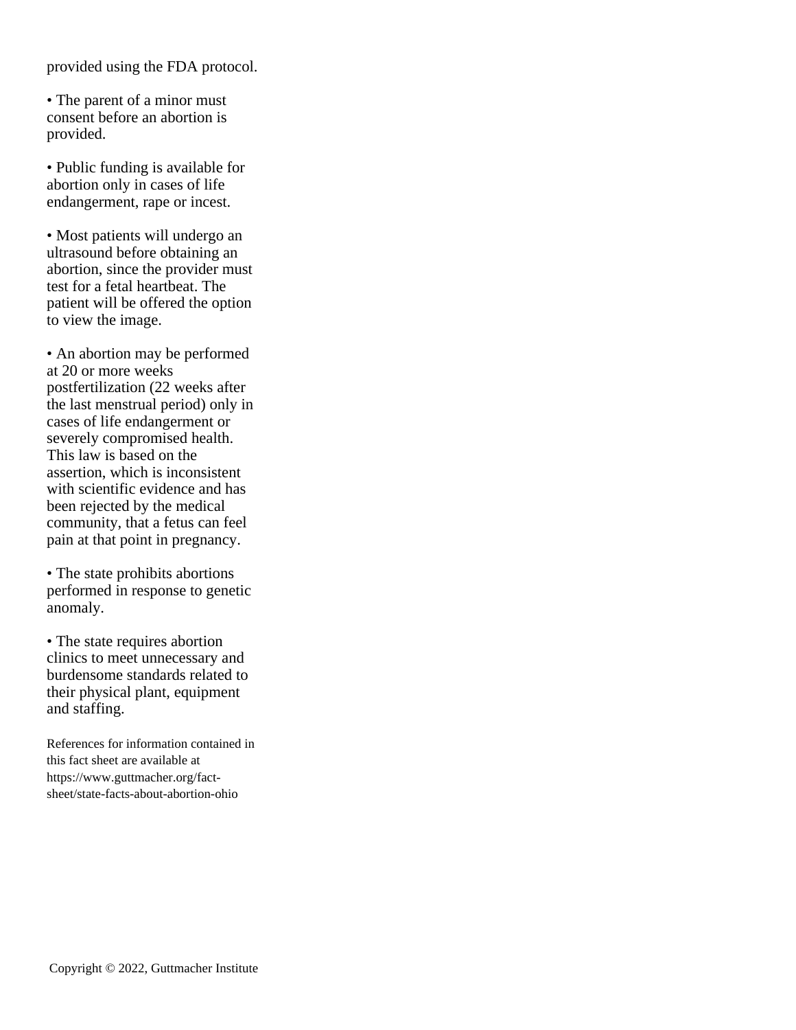provided using the FDA protocol.

• The parent of a minor must consent before an abortion is provided.

• Public funding is available for abortion only in cases of life endangerment, rape or incest.

• Most patients will undergo an ultrasound before obtaining an abortion, since the provider must test for a fetal heartbeat. The patient will be offered the option to view the image.

• An abortion may be performed at 20 or more weeks postfertilization (22 weeks after the last menstrual period) only in cases of life endangerment or severely compromised health. This law is based on the assertion, which is inconsistent with scientific evidence and has been rejected by the medical community, that a fetus can feel pain at that point in pregnancy.

• The state prohibits abortions performed in response to genetic anomaly.

• The state requires abortion clinics to meet unnecessary and burdensome standards related to their physical plant, equipment and staffing.

References for information contained in this fact sheet are available at https://www.guttmacher.org/fact-sheet/state-facts-about-abortion-ohio

Copyright © 2022, Guttmacher Institute